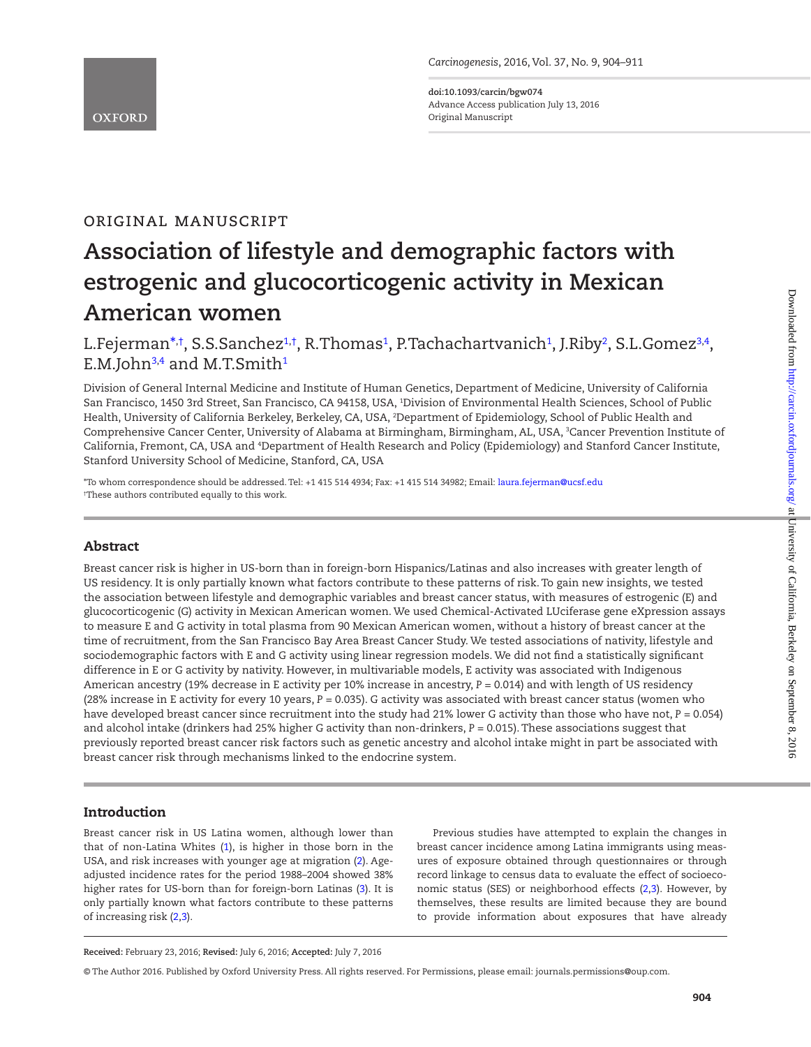ORIGINAL MANUSCRIPT

# Association of lifestyle and demographic factors with estrogenic and glucocorticogenic activity in Mexican American women

L.Fejerman[*,†], S.S.Sanchez[1,†], R.Thomas[1], P.Tachachartvanich[1], J.Riby[2], S.L.Gomez[3,4], E.M.John[3,4] and M.T.Smith[1]

Division of General Internal Medicine and Institute of Human Genetics, Department of Medicine, University of California San Francisco, 1450 3rd Street, San Francisco, CA 94158, USA, [1]Division of Environmental Health Sciences, School of Public Health, University of California Berkeley, Berkeley, CA, USA, [2]Department of Epidemiology, School of Public Health and Comprehensive Cancer Center, University of Alabama at Birmingham, Birmingham, AL, USA, [3]Cancer Prevention Institute of California, Fremont, CA, USA and [4]Department of Health Research and Policy (Epidemiology) and Stanford Cancer Institute, Stanford University School of Medicine, Stanford, CA, USA

*To whom correspondence should be addressed. Tel: +1 415 514 4934; Fax: +1 415 514 34982; Email: laura.fejerman@ucsf.edu
†These authors contributed equally to this work.

## Abstract

Breast cancer risk is higher in US-born than in foreign-born Hispanics/Latinas and also increases with greater length of US residency. It is only partially known what factors contribute to these patterns of risk. To gain new insights, we tested the association between lifestyle and demographic variables and breast cancer status, with measures of estrogenic (E) and glucocorticogenic (G) activity in Mexican American women. We used Chemical-Activated LUciferase gene eXpression assays to measure E and G activity in total plasma from 90 Mexican American women, without a history of breast cancer at the time of recruitment, from the San Francisco Bay Area Breast Cancer Study. We tested associations of nativity, lifestyle and sociodemographic factors with E and G activity using linear regression models. We did not find a statistically significant difference in E or G activity by nativity. However, in multivariable models, E activity was associated with Indigenous American ancestry (19% decrease in E activity per 10% increase in ancestry, $P = 0.014$) and with length of US residency (28% increase in E activity for every 10 years, $P = 0.035$). G activity was associated with breast cancer status (women who have developed breast cancer since recruitment into the study had 21% lower G activity than those who have not, $P = 0.054$) and alcohol intake (drinkers had 25% higher G activity than non-drinkers, $P = 0.015$). These associations suggest that previously reported breast cancer risk factors such as genetic ancestry and alcohol intake might in part be associated with breast cancer risk through mechanisms linked to the endocrine system.

## Introduction

Breast cancer risk in US Latina women, although lower than that of non-Latina Whites (1), is higher in those born in the USA, and risk increases with younger age at migration (2). Age-adjusted incidence rates for the period 1988–2004 showed 38% higher rates for US-born than for foreign-born Latinas (3). It is only partially known what factors contribute to these patterns of increasing risk (2,3).

Previous studies have attempted to explain the changes in breast cancer incidence among Latina immigrants using measures of exposure obtained through questionnaires or through record linkage to census data to evaluate the effect of socioeconomic status (SES) or neighborhood effects (2,3). However, by themselves, these results are limited because they are bound to provide information about exposures that have already

**Received:** February 23, 2016; **Revised:** July 6, 2016; **Accepted:** July 7, 2016

© The Author 2016. Published by Oxford University Press. All rights reserved. For Permissions, please email: journals.permissions@oup.com.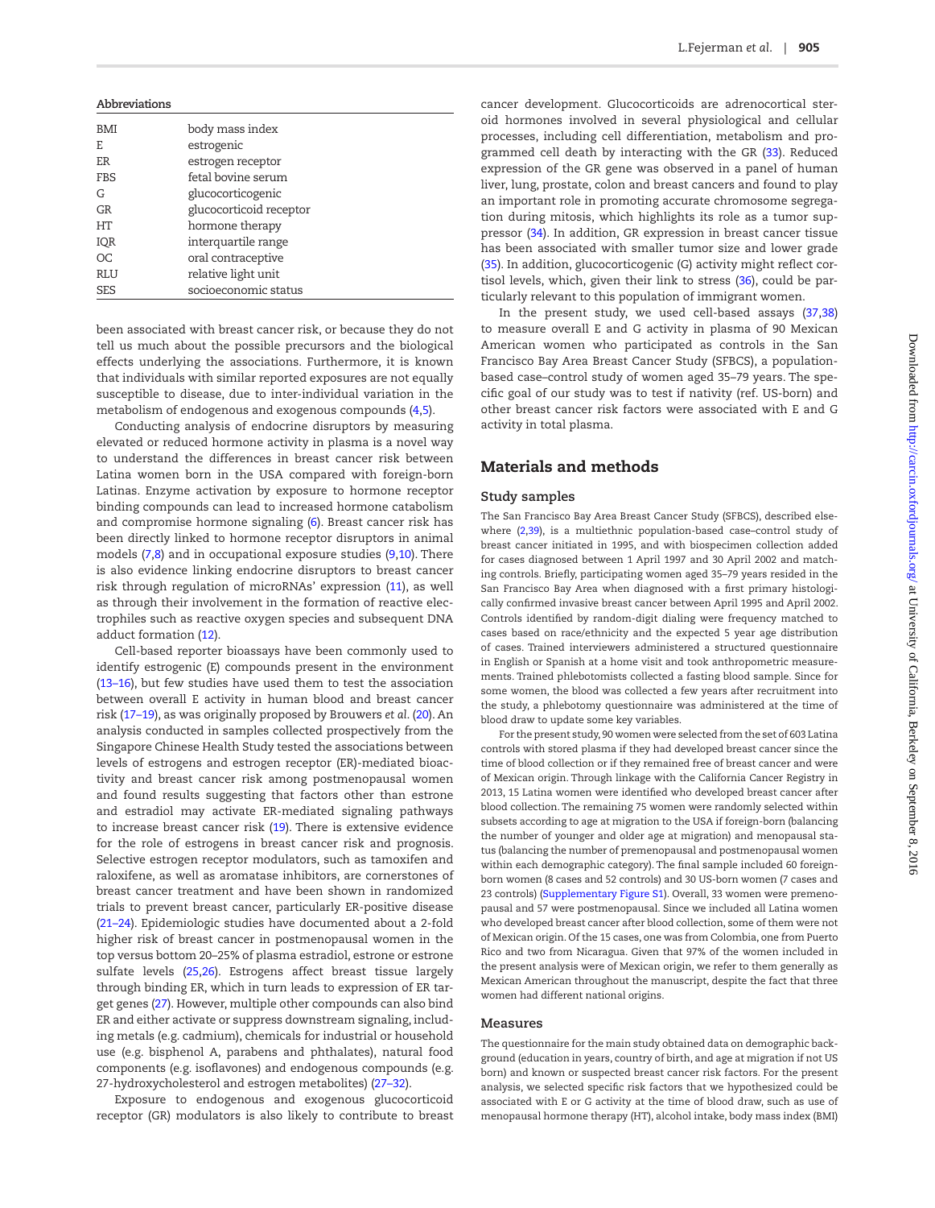**Abbreviations**

| | |
|---|---|
| BMI | body mass index |
| E | estrogenic |
| ER | estrogen receptor |
| FBS | fetal bovine serum |
| G | glucocorticogenic |
| GR | glucocorticoid receptor |
| HT | hormone therapy |
| IQR | interquartile range |
| OC | oral contraceptive |
| RLU | relative light unit |
| SES | socioeconomic status |

been associated with breast cancer risk, or because they do not tell us much about the possible precursors and the biological effects underlying the associations. Furthermore, it is known that individuals with similar reported exposures are not equally susceptible to disease, due to inter-individual variation in the metabolism of endogenous and exogenous compounds (4,5).

Conducting analysis of endocrine disruptors by measuring elevated or reduced hormone activity in plasma is a novel way to understand the differences in breast cancer risk between Latina women born in the USA compared with foreign-born Latinas. Enzyme activation by exposure to hormone receptor binding compounds can lead to increased hormone catabolism and compromise hormone signaling (6). Breast cancer risk has been directly linked to hormone receptor disruptors in animal models (7,8) and in occupational exposure studies (9,10). There is also evidence linking endocrine disruptors to breast cancer risk through regulation of microRNAs' expression (11), as well as through their involvement in the formation of reactive electrophiles such as reactive oxygen species and subsequent DNA adduct formation (12).

Cell-based reporter bioassays have been commonly used to identify estrogenic (E) compounds present in the environment (13–16), but few studies have used them to test the association between overall E activity in human blood and breast cancer risk (17–19), as was originally proposed by Brouwers *et al.* (20). An analysis conducted in samples collected prospectively from the Singapore Chinese Health Study tested the associations between levels of estrogens and estrogen receptor (ER)-mediated bioactivity and breast cancer risk among postmenopausal women and found results suggesting that factors other than estrone and estradiol may activate ER-mediated signaling pathways to increase breast cancer risk (19). There is extensive evidence for the role of estrogens in breast cancer risk and prognosis. Selective estrogen receptor modulators, such as tamoxifen and raloxifene, as well as aromatase inhibitors, are cornerstones of breast cancer treatment and have been shown in randomized trials to prevent breast cancer, particularly ER-positive disease (21–24). Epidemiologic studies have documented about a 2-fold higher risk of breast cancer in postmenopausal women in the top versus bottom 20–25% of plasma estradiol, estrone or estrone sulfate levels (25,26). Estrogens affect breast tissue largely through binding ER, which in turn leads to expression of ER target genes (27). However, multiple other compounds can also bind ER and either activate or suppress downstream signaling, including metals (e.g. cadmium), chemicals for industrial or household use (e.g. bisphenol A, parabens and phthalates), natural food components (e.g. isoflavones) and endogenous compounds (e.g. 27-hydroxycholesterol and estrogen metabolites) (27–32).

Exposure to endogenous and exogenous glucocorticoid receptor (GR) modulators is also likely to contribute to breast cancer development. Glucocorticoids are adrenocortical steroid hormones involved in several physiological and cellular processes, including cell differentiation, metabolism and programmed cell death by interacting with the GR (33). Reduced expression of the GR gene was observed in a panel of human liver, lung, prostate, colon and breast cancers and found to play an important role in promoting accurate chromosome segregation during mitosis, which highlights its role as a tumor suppressor (34). In addition, GR expression in breast cancer tissue has been associated with smaller tumor size and lower grade (35). In addition, glucocorticogenic (G) activity might reflect cortisol levels, which, given their link to stress (36), could be particularly relevant to this population of immigrant women.

In the present study, we used cell-based assays (37,38) to measure overall E and G activity in plasma of 90 Mexican American women who participated as controls in the San Francisco Bay Area Breast Cancer Study (SFBCS), a population-based case–control study of women aged 35–79 years. The specific goal of our study was to test if nativity (ref. US-born) and other breast cancer risk factors were associated with E and G activity in total plasma.

## Materials and methods

### Study samples

The San Francisco Bay Area Breast Cancer Study (SFBCS), described elsewhere (2,39), is a multiethnic population-based case–control study of breast cancer initiated in 1995, and with biospecimen collection added for cases diagnosed between 1 April 1997 and 30 April 2002 and matching controls. Briefly, participating women aged 35–79 years resided in the San Francisco Bay Area when diagnosed with a first primary histologically confirmed invasive breast cancer between April 1995 and April 2002. Controls identified by random-digit dialing were frequency matched to cases based on race/ethnicity and the expected 5 year age distribution of cases. Trained interviewers administered a structured questionnaire in English or Spanish at a home visit and took anthropometric measurements. Trained phlebotomists collected a fasting blood sample. Since for some women, the blood was collected a few years after recruitment into the study, a phlebotomy questionnaire was administered at the time of blood draw to update some key variables.

For the present study, 90 women were selected from the set of 603 Latina controls with stored plasma if they had developed breast cancer since the time of blood collection or if they remained free of breast cancer and were of Mexican origin. Through linkage with the California Cancer Registry in 2013, 15 Latina women were identified who developed breast cancer after blood collection. The remaining 75 women were randomly selected within subsets according to age at migration to the USA if foreign-born (balancing the number of younger and older age at migration) and menopausal status (balancing the number of premenopausal and postmenopausal women within each demographic category). The final sample included 60 foreign-born women (8 cases and 52 controls) and 30 US-born women (7 cases and 23 controls) (Supplementary Figure S1). Overall, 33 women were premenopausal and 57 were postmenopausal. Since we included all Latina women who developed breast cancer after blood collection, some of them were not of Mexican origin. Of the 15 cases, one was from Colombia, one from Puerto Rico and two from Nicaragua. Given that 97% of the women included in the present analysis were of Mexican origin, we refer to them generally as Mexican American throughout the manuscript, despite the fact that three women had different national origins.

### Measures

The questionnaire for the main study obtained data on demographic background (education in years, country of birth, and age at migration if not US born) and known or suspected breast cancer risk factors. For the present analysis, we selected specific risk factors that we hypothesized could be associated with E or G activity at the time of blood draw, such as use of menopausal hormone therapy (HT), alcohol intake, body mass index (BMI)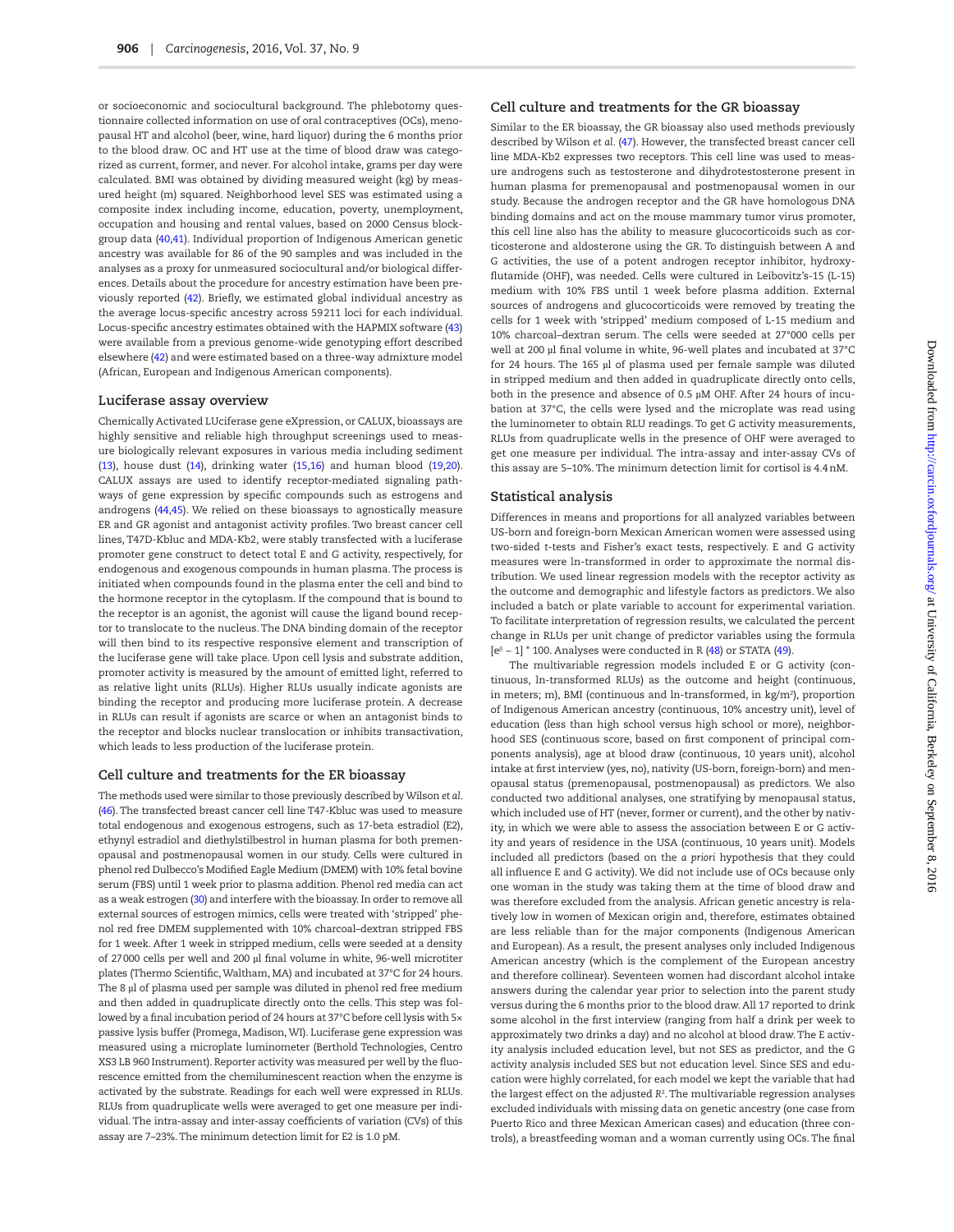or socioeconomic and sociocultural background. The phlebotomy questionnaire collected information on use of oral contraceptives (OCs), menopausal HT and alcohol (beer, wine, hard liquor) during the 6 months prior to the blood draw. OC and HT use at the time of blood draw was categorized as current, former, and never. For alcohol intake, grams per day were calculated. BMI was obtained by dividing measured weight (kg) by measured height (m) squared. Neighborhood level SES was estimated using a composite index including income, education, poverty, unemployment, occupation and housing and rental values, based on 2000 Census blockgroup data (40,41). Individual proportion of Indigenous American genetic ancestry was available for 86 of the 90 samples and was included in the analyses as a proxy for unmeasured sociocultural and/or biological differences. Details about the procedure for ancestry estimation have been previously reported (42). Briefly, we estimated global individual ancestry as the average locus-specific ancestry across 59211 loci for each individual. Locus-specific ancestry estimates obtained with the HAPMIX software (43) were available from a previous genome-wide genotyping effort described elsewhere (42) and were estimated based on a three-way admixture model (African, European and Indigenous American components).

### Luciferase assay overview

Chemically Activated LUciferase gene eXpression, or CALUX, bioassays are highly sensitive and reliable high throughput screenings used to measure biologically relevant exposures in various media including sediment (13), house dust (14), drinking water (15,16) and human blood (19,20). CALUX assays are used to identify receptor-mediated signaling pathways of gene expression by specific compounds such as estrogens and androgens (44,45). We relied on these bioassays to agnostically measure ER and GR agonist and antagonist activity profiles. Two breast cancer cell lines, T47D-Kbluc and MDA-Kb2, were stably transfected with a luciferase promoter gene construct to detect total E and G activity, respectively, for endogenous and exogenous compounds in human plasma. The process is initiated when compounds found in the plasma enter the cell and bind to the hormone receptor in the cytoplasm. If the compound that is bound to the receptor is an agonist, the agonist will cause the ligand bound receptor to translocate to the nucleus. The DNA binding domain of the receptor will then bind to its respective responsive element and transcription of the luciferase gene will take place. Upon cell lysis and substrate addition, promoter activity is measured by the amount of emitted light, referred to as relative light units (RLUs). Higher RLUs usually indicate agonists are binding the receptor and producing more luciferase protein. A decrease in RLUs can result if agonists are scarce or when an antagonist binds to the receptor and blocks nuclear translocation or inhibits transactivation, which leads to less production of the luciferase protein.

### Cell culture and treatments for the ER bioassay

The methods used were similar to those previously described by Wilson *et al.* (46). The transfected breast cancer cell line T47-Kbluc was used to measure total endogenous and exogenous estrogens, such as 17-beta estradiol (E2), ethynyl estradiol and diethylstilbestrol in human plasma for both premenopausal and postmenopausal women in our study. Cells were cultured in phenol red Dulbecco's Modified Eagle Medium (DMEM) with 10% fetal bovine serum (FBS) until 1 week prior to plasma addition. Phenol red media can act as a weak estrogen (30) and interfere with the bioassay. In order to remove all external sources of estrogen mimics, cells were treated with 'stripped' phenol red free DMEM supplemented with 10% charcoal–dextran stripped FBS for 1 week. After 1 week in stripped medium, cells were seeded at a density of 27000 cells per well and 200 µl final volume in white, 96-well microtiter plates (Thermo Scientific, Waltham, MA) and incubated at 37°C for 24 hours. The 8 µl of plasma used per sample was diluted in phenol red free medium and then added in quadruplicate directly onto the cells. This step was followed by a final incubation period of 24 hours at 37°C before cell lysis with 5× passive lysis buffer (Promega, Madison, WI). Luciferase gene expression was measured using a microplate luminometer (Berthold Technologies, Centro XS3 LB 960 Instrument). Reporter activity was measured per well by the fluorescence emitted from the chemiluminescent reaction when the enzyme is activated by the substrate. Readings for each well were expressed in RLUs. RLUs from quadruplicate wells were averaged to get one measure per individual. The intra-assay and inter-assay coefficients of variation (CVs) of this assay are 7–23%. The minimum detection limit for E2 is 1.0 pM.

### Cell culture and treatments for the GR bioassay

Similar to the ER bioassay, the GR bioassay also used methods previously described by Wilson *et al.* (47). However, the transfected breast cancer cell line MDA-Kb2 expresses two receptors. This cell line was used to measure androgens such as testosterone and dihydrotestosterone present in human plasma for premenopausal and postmenopausal women in our study. Because the androgen receptor and the GR have homologous DNA binding domains and act on the mouse mammary tumor virus promoter, this cell line also has the ability to measure glucocorticoids such as corticosterone and aldosterone using the GR. To distinguish between A and G activities, the use of a potent androgen receptor inhibitor, hydroxyflutamide (OHF), was needed. Cells were cultured in Leibovitz's-15 (L-15) medium with 10% FBS until 1 week before plasma addition. External sources of androgens and glucocorticoids were removed by treating the cells for 1 week with 'stripped' medium composed of L-15 medium and 10% charcoal–dextran serum. The cells were seeded at 27°000 cells per well at 200 µl final volume in white, 96-well plates and incubated at 37°C for 24 hours. The 165 µl of plasma used per female sample was diluted in stripped medium and then added in quadruplicate directly onto cells, both in the presence and absence of 0.5 µM OHF. After 24 hours of incubation at 37°C, the cells were lysed and the microplate was read using the luminometer to obtain RLU readings. To get G activity measurements, RLUs from quadruplicate wells in the presence of OHF were averaged to get one measure per individual. The intra-assay and inter-assay CVs of this assay are 5–10%. The minimum detection limit for cortisol is 4.4 nM.

### Statistical analysis

Differences in means and proportions for all analyzed variables between US-born and foreign-born Mexican American women were assessed using two-sided *t*-tests and Fisher's exact tests, respectively. E and G activity measures were ln-transformed in order to approximate the normal distribution. We used linear regression models with the receptor activity as the outcome and demographic and lifestyle factors as predictors. We also included a batch or plate variable to account for experimental variation. To facilitate interpretation of regression results, we calculated the percent change in RLUs per unit change of predictor variables using the formula $[e^{\beta} - 1] * 100$. Analyses were conducted in R (48) or STATA (49).

The multivariable regression models included E or G activity (continuous, ln-transformed RLUs) as the outcome and height (continuous, in meters; m), BMI (continuous and ln-transformed, in kg/m$^2$), proportion of Indigenous American ancestry (continuous, 10% ancestry unit), level of education (less than high school versus high school or more), neighborhood SES (continuous score, based on first component of principal components analysis), age at blood draw (continuous, 10 years unit), alcohol intake at first interview (yes, no), nativity (US-born, foreign-born) and menopausal status (premenopausal, postmenopausal) as predictors. We also conducted two additional analyses, one stratifying by menopausal status, which included use of HT (never, former or current), and the other by nativity, in which we were able to assess the association between E or G activity and years of residence in the USA (continuous, 10 years unit). Models included all predictors (based on the *a priori* hypothesis that they could all influence E and G activity). We did not include use of OCs because only one woman in the study was taking them at the time of blood draw and was therefore excluded from the analysis. African genetic ancestry is relatively low in women of Mexican origin and, therefore, estimates obtained are less reliable than for the major components (Indigenous American and European). As a result, the present analyses only included Indigenous American ancestry (which is the complement of the European ancestry and therefore collinear). Seventeen women had discordant alcohol intake answers during the calendar year prior to selection into the parent study versus during the 6 months prior to the blood draw. All 17 reported to drink some alcohol in the first interview (ranging from half a drink per week to approximately two drinks a day) and no alcohol at blood draw. The E activity analysis included education level, but not SES as predictor, and the G activity analysis included SES but not education level. Since SES and education were highly correlated, for each model we kept the variable that had the largest effect on the adjusted $R^2$. The multivariable regression analyses excluded individuals with missing data on genetic ancestry (one case from Puerto Rico and three Mexican American cases) and education (three controls), a breastfeeding woman and a woman currently using OCs. The final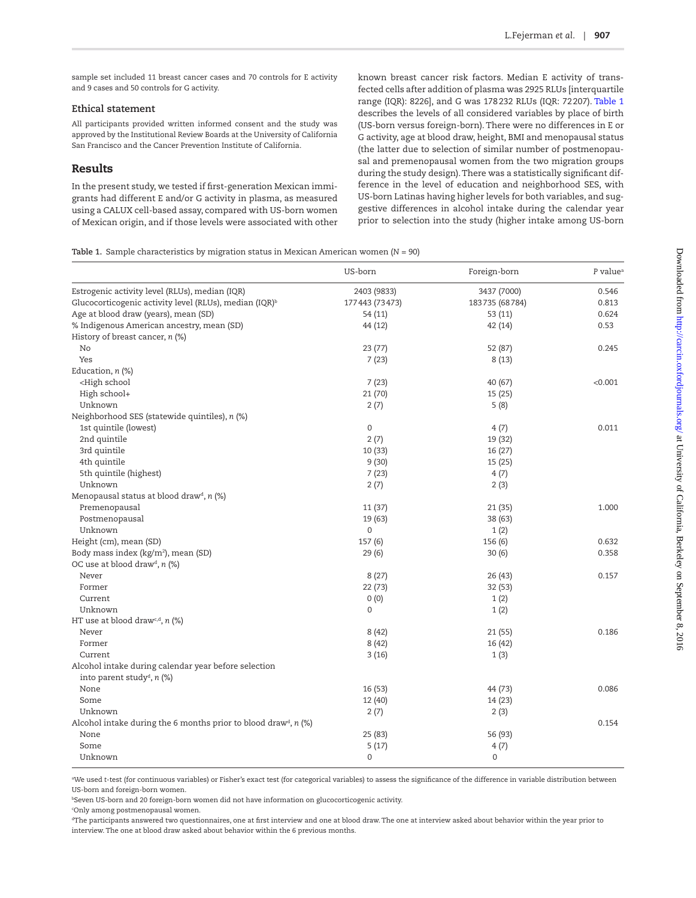sample set included 11 breast cancer cases and 70 controls for E activity and 9 cases and 50 controls for G activity.

### Ethical statement

All participants provided written informed consent and the study was approved by the Institutional Review Boards at the University of California San Francisco and the Cancer Prevention Institute of California.

## Results

In the present study, we tested if first-generation Mexican immigrants had different E and/or G activity in plasma, as measured using a CALUX cell-based assay, compared with US-born women of Mexican origin, and if those levels were associated with other known breast cancer risk factors. Median E activity of transfected cells after addition of plasma was 2925 RLUs [interquartile range (IQR): 8226], and G was 178232 RLUs (IQR: 72207). Table 1 describes the levels of all considered variables by place of birth (US-born versus foreign-born). There were no differences in E or G activity, age at blood draw, height, BMI and menopausal status (the latter due to selection of similar number of postmenopausal and premenopausal women from the two migration groups during the study design). There was a statistically significant difference in the level of education and neighborhood SES, with US-born Latinas having higher levels for both variables, and suggestive differences in alcohol intake during the calendar year prior to selection into the study (higher intake among US-born

**Table 1.** Sample characteristics by migration status in Mexican American women (*N* = 90)

| | US-born | Foreign-born | *P* value[a] |
|---|---|---|---|
| Estrogenic activity level (RLUs), median (IQR) | 2403 (9833) | 3437 (7000) | 0.546 |
| Glucocorticogenic activity level (RLUs), median (IQR)[b] | 177443 (73473) | 183735 (68784) | 0.813 |
| Age at blood draw (years), mean (SD) | 54 (11) | 53 (11) | 0.624 |
| % Indigenous American ancestry, mean (SD) | 44 (12) | 42 (14) | 0.53 |
| History of breast cancer, *n* (%) | | | |
| No | 23 (77) | 52 (87) | 0.245 |
| Yes | 7 (23) | 8 (13) | |
| Education, *n* (%) | | | |
| <High school | 7 (23) | 40 (67) | <0.001 |
| High school+ | 21 (70) | 15 (25) | |
| Unknown | 2 (7) | 5 (8) | |
| Neighborhood SES (statewide quintiles), *n* (%) | | | |
| 1st quintile (lowest) | 0 | 4 (7) | 0.011 |
| 2nd quintile | 2 (7) | 19 (32) | |
| 3rd quintile | 10 (33) | 16 (27) | |
| 4th quintile | 9 (30) | 15 (25) | |
| 5th quintile (highest) | 7 (23) | 4 (7) | |
| Unknown | 2 (7) | 2 (3) | |
| Menopausal status at blood draw[d], *n* (%) | | | |
| Premenopausal | 11 (37) | 21 (35) | 1.000 |
| Postmenopausal | 19 (63) | 38 (63) | |
| Unknown | 0 | 1 (2) | |
| Height (cm), mean (SD) | 157 (6) | 156 (6) | 0.632 |
| Body mass index (kg/m$^2$), mean (SD) | 29 (6) | 30 (6) | 0.358 |
| OC use at blood draw[d], *n* (%) | | | |
| Never | 8 (27) | 26 (43) | 0.157 |
| Former | 22 (73) | 32 (53) | |
| Current | 0 (0) | 1 (2) | |
| Unknown | 0 | 1 (2) | |
| HT use at blood draw[c,d], *n* (%) | | | |
| Never | 8 (42) | 21 (55) | 0.186 |
| Former | 8 (42) | 16 (42) | |
| Current | 3 (16) | 1 (3) | |
| Alcohol intake during calendar year before selection into parent study[d], *n* (%) | | | |
| None | 16 (53) | 44 (73) | 0.086 |
| Some | 12 (40) | 14 (23) | |
| Unknown | 2 (7) | 2 (3) | |
| Alcohol intake during the 6 months prior to blood draw[d], *n* (%) | | | 0.154 |
| None | 25 (83) | 56 (93) | |
| Some | 5 (17) | 4 (7) | |
| Unknown | 0 | 0 | |

[a]We used *t*-test (for continuous variables) or Fisher's exact test (for categorical variables) to assess the significance of the difference in variable distribution between US-born and foreign-born women.

[b]Seven US-born and 20 foreign-born women did not have information on glucocorticogenic activity.

[c]Only among postmenopausal women.

[d]The participants answered two questionnaires, one at first interview and one at blood draw. The one at interview asked about behavior within the year prior to interview. The one at blood draw asked about behavior within the 6 previous months.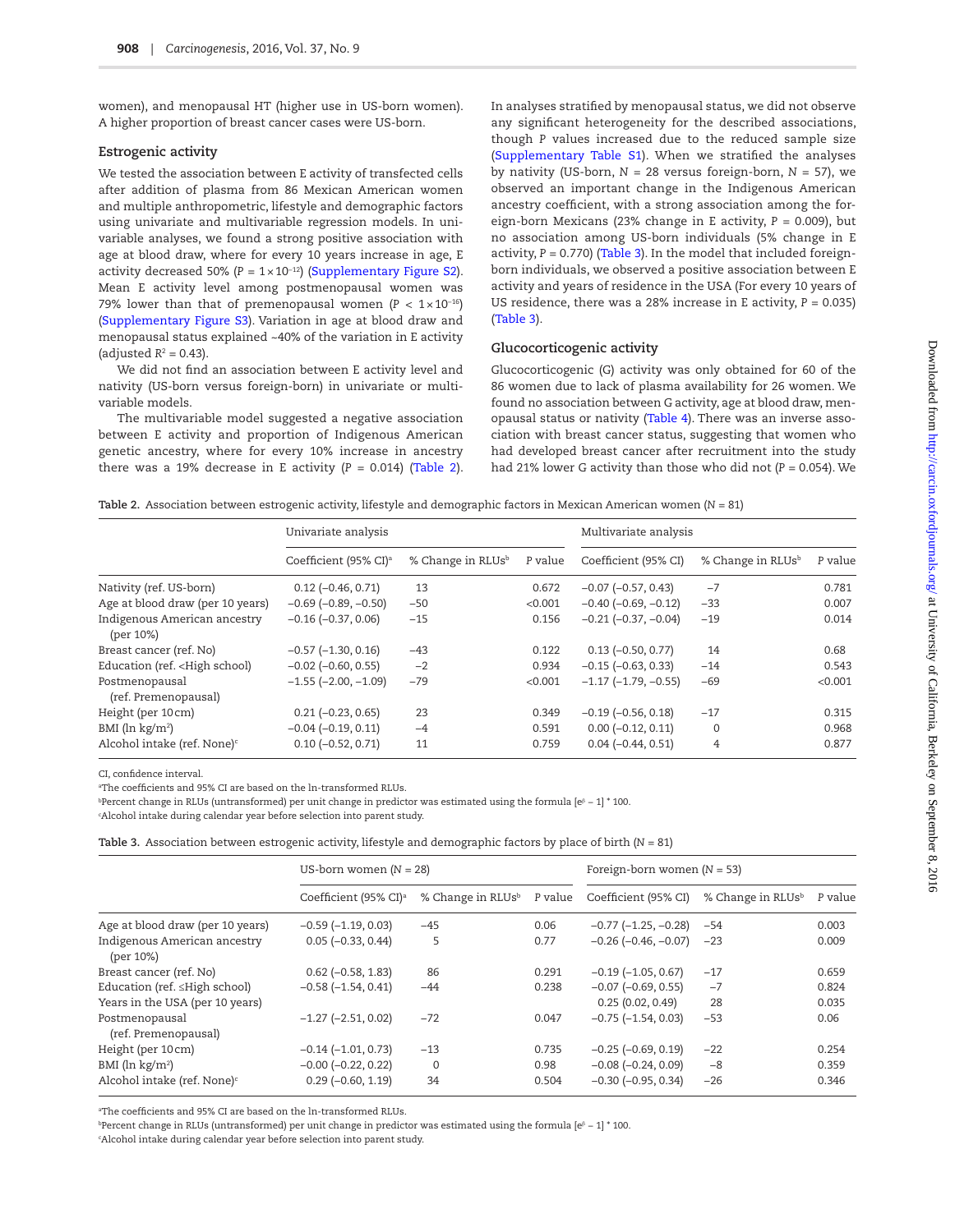women), and menopausal HT (higher use in US-born women). A higher proportion of breast cancer cases were US-born.

### Estrogenic activity

We tested the association between E activity of transfected cells after addition of plasma from 86 Mexican American women and multiple anthropometric, lifestyle and demographic factors using univariate and multivariable regression models. In univariable analyses, we found a strong positive association with age at blood draw, where for every 10 years increase in age, E activity decreased 50% ($P = 1 \times 10^{-12}$) (Supplementary Figure S2). Mean E activity level among postmenopausal women was 79% lower than that of premenopausal women ($P < 1 \times 10^{-16}$) (Supplementary Figure S3). Variation in age at blood draw and menopausal status explained ~40% of the variation in E activity (adjusted $R^2 = 0.43$).

We did not find an association between E activity level and nativity (US-born versus foreign-born) in univariate or multivariable models.

The multivariable model suggested a negative association between E activity and proportion of Indigenous American genetic ancestry, where for every 10% increase in ancestry there was a 19% decrease in E activity ($P = 0.014$) (Table 2). In analyses stratified by menopausal status, we did not observe any significant heterogeneity for the described associations, though $P$ values increased due to the reduced sample size (Supplementary Table S1). When we stratified the analyses by nativity (US-born, $N = 28$ versus foreign-born, $N = 57$), we observed an important change in the Indigenous American ancestry coefficient, with a strong association among the foreign-born Mexicans (23% change in E activity, $P = 0.009$), but no association among US-born individuals (5% change in E activity, $P = 0.770$) (Table 3). In the model that included foreign-born individuals, we observed a positive association between E activity and years of residence in the USA (For every 10 years of US residence, there was a 28% increase in E activity, $P = 0.035$) (Table 3).

### Glucocorticogenic activity

Glucocorticogenic (G) activity was only obtained for 60 of the 86 women due to lack of plasma availability for 26 women. We found no association between G activity, age at blood draw, menopausal status or nativity (Table 4). There was an inverse association with breast cancer status, suggesting that women who had developed breast cancer after recruitment into the study had 21% lower G activity than those who did not ($P = 0.054$). We

**Table 2.** Association between estrogenic activity, lifestyle and demographic factors in Mexican American women ($N = 81$)

| | Univariate analysis | | | Multivariate analysis | | |
|---|---|---|---|---|---|---|
| | Coefficient (95% CI)[a] | % Change in RLUs[b] | P value | Coefficient (95% CI) | % Change in RLUs[b] | P value |
| Nativity (ref. US-born) | 0.12 (−0.46, 0.71) | 13 | 0.672 | −0.07 (−0.57, 0.43) | −7 | 0.781 |
| Age at blood draw (per 10 years) | −0.69 (−0.89, −0.50) | −50 | <0.001 | −0.40 (−0.69, −0.12) | −33 | 0.007 |
| Indigenous American ancestry (per 10%) | −0.16 (−0.37, 0.06) | −15 | 0.156 | −0.21 (−0.37, −0.04) | −19 | 0.014 |
| Breast cancer (ref. No) | −0.57 (−1.30, 0.16) | −43 | 0.122 | 0.13 (−0.50, 0.77) | 14 | 0.68 |
| Education (ref. <High school) | −0.02 (−0.60, 0.55) | −2 | 0.934 | −0.15 (−0.63, 0.33) | −14 | 0.543 |
| Postmenopausal (ref. Premenopausal) | −1.55 (−2.00, −1.09) | −79 | <0.001 | −1.17 (−1.79, −0.55) | −69 | <0.001 |
| Height (per 10 cm) | 0.21 (−0.23, 0.65) | 23 | 0.349 | −0.19 (−0.56, 0.18) | −17 | 0.315 |
| BMI (ln kg/m$^2$) | −0.04 (−0.19, 0.11) | −4 | 0.591 | 0.00 (−0.12, 0.11) | 0 | 0.968 |
| Alcohol intake (ref. None)[c] | 0.10 (−0.52, 0.71) | 11 | 0.759 | 0.04 (−0.44, 0.51) | 4 | 0.877 |

CI, confidence interval.
[a]The coefficients and 95% CI are based on the ln-transformed RLUs.
[b]Percent change in RLUs (untransformed) per unit change in predictor was estimated using the formula $[e^{\beta} - 1] * 100$.
[c]Alcohol intake during calendar year before selection into parent study.

**Table 3.** Association between estrogenic activity, lifestyle and demographic factors by place of birth ($N = 81$)

| | US-born women ($N = 28$) | | | Foreign-born women ($N = 53$) | | |
|---|---|---|---|---|---|---|
| | Coefficient (95% CI)[a] | % Change in RLUs[b] | P value | Coefficient (95% CI) | % Change in RLUs[b] | P value |
| Age at blood draw (per 10 years) | −0.59 (−1.19, 0.03) | −45 | 0.06 | −0.77 (−1.25, −0.28) | −54 | 0.003 |
| Indigenous American ancestry (per 10%) | 0.05 (−0.33, 0.44) | 5 | 0.77 | −0.26 (−0.46, −0.07) | −23 | 0.009 |
| Breast cancer (ref. No) | 0.62 (−0.58, 1.83) | 86 | 0.291 | −0.19 (−1.05, 0.67) | −17 | 0.659 |
| Education (ref. ≤High school) | −0.58 (−1.54, 0.41) | −44 | 0.238 | −0.07 (−0.69, 0.55) | −7 | 0.824 |
| Years in the USA (per 10 years) | | | | 0.25 (0.02, 0.49) | 28 | 0.035 |
| Postmenopausal (ref. Premenopausal) | −1.27 (−2.51, 0.02) | −72 | 0.047 | −0.75 (−1.54, 0.03) | −53 | 0.06 |
| Height (per 10 cm) | −0.14 (−1.01, 0.73) | −13 | 0.735 | −0.25 (−0.69, 0.19) | −22 | 0.254 |
| BMI (ln kg/m$^2$) | −0.00 (−0.22, 0.22) | 0 | 0.98 | −0.08 (−0.24, 0.09) | −8 | 0.359 |
| Alcohol intake (ref. None)[c] | 0.29 (−0.60, 1.19) | 34 | 0.504 | −0.30 (−0.95, 0.34) | −26 | 0.346 |

[a]The coefficients and 95% CI are based on the ln-transformed RLUs.
[b]Percent change in RLUs (untransformed) per unit change in predictor was estimated using the formula $[e^{\beta} - 1] * 100$.
[c]Alcohol intake during calendar year before selection into parent study.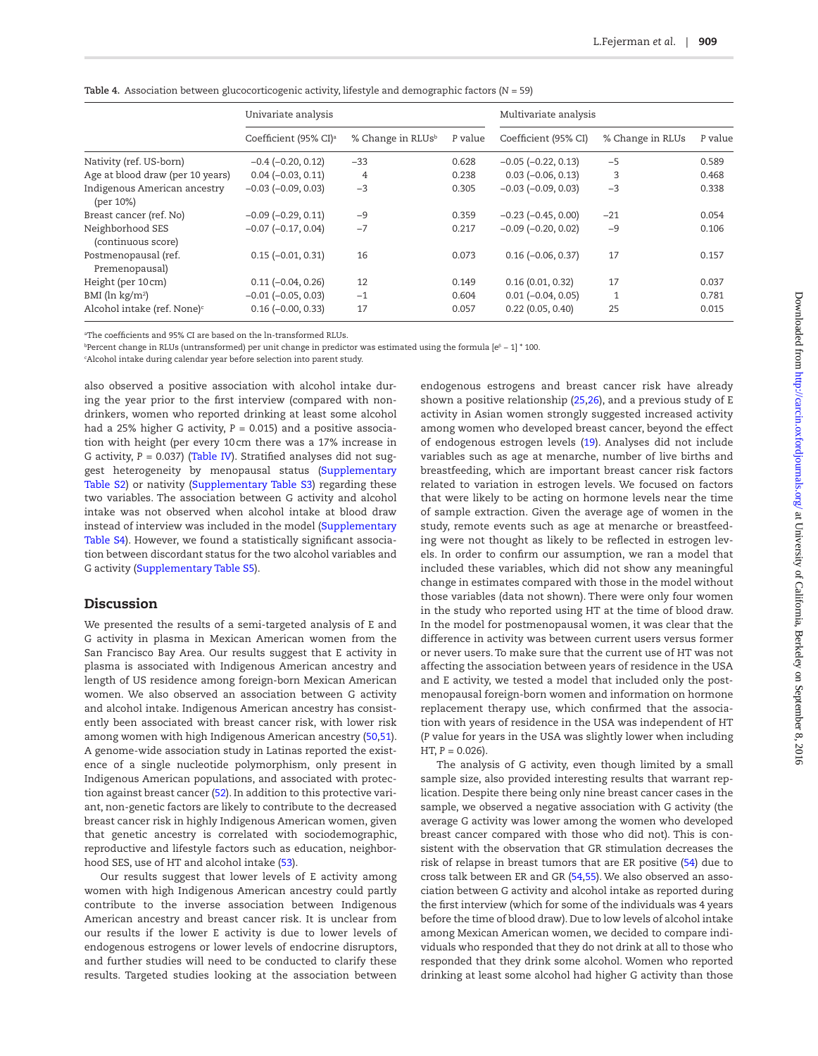**Table 4.** Association between glucocorticogenic activity, lifestyle and demographic factors (N = 59)

| | Univariate analysis | | | Multivariate analysis | | |
|---|---|---|---|---|---|---|
| | Coefficient (95% CI)[a] | % Change in RLUs[b] | P value | Coefficient (95% CI) | % Change in RLUs | P value |
| Nativity (ref. US-born) | −0.4 (−0.20, 0.12) | −33 | 0.628 | −0.05 (−0.22, 0.13) | −5 | 0.589 |
| Age at blood draw (per 10 years) | 0.04 (−0.03, 0.11) | 4 | 0.238 | 0.03 (−0.06, 0.13) | 3 | 0.468 |
| Indigenous American ancestry (per 10%) | −0.03 (−0.09, 0.03) | −3 | 0.305 | −0.03 (−0.09, 0.03) | −3 | 0.338 |
| Breast cancer (ref. No) | −0.09 (−0.29, 0.11) | −9 | 0.359 | −0.23 (−0.45, 0.00) | −21 | 0.054 |
| Neighborhood SES (continuous score) | −0.07 (−0.17, 0.04) | −7 | 0.217 | −0.09 (−0.20, 0.02) | −9 | 0.106 |
| Postmenopausal (ref. Premenopausal) | 0.15 (−0.01, 0.31) | 16 | 0.073 | 0.16 (−0.06, 0.37) | 17 | 0.157 |
| Height (per 10 cm) | 0.11 (−0.04, 0.26) | 12 | 0.149 | 0.16 (0.01, 0.32) | 17 | 0.037 |
| BMI (ln kg/m$^2$) | −0.01 (−0.05, 0.03) | −1 | 0.604 | 0.01 (−0.04, 0.05) | 1 | 0.781 |
| Alcohol intake (ref. None)[c] | 0.16 (−0.00, 0.33) | 17 | 0.057 | 0.22 (0.05, 0.40) | 25 | 0.015 |

[a]The coefficients and 95% CI are based on the ln-transformed RLUs.
[b]Percent change in RLUs (untransformed) per unit change in predictor was estimated using the formula $[e^{\beta} - 1] * 100$.
[c]Alcohol intake during calendar year before selection into parent study.

also observed a positive association with alcohol intake during the year prior to the first interview (compared with nondrinkers, women who reported drinking at least some alcohol had a 25% higher G activity, P = 0.015) and a positive association with height (per every 10 cm there was a 17% increase in G activity, P = 0.037) (Table IV). Stratified analyses did not suggest heterogeneity by menopausal status (Supplementary Table S2) or nativity (Supplementary Table S3) regarding these two variables. The association between G activity and alcohol intake was not observed when alcohol intake at blood draw instead of interview was included in the model (Supplementary Table S4). However, we found a statistically significant association between discordant status for the two alcohol variables and G activity (Supplementary Table S5).

## Discussion

We presented the results of a semi-targeted analysis of E and G activity in plasma in Mexican American women from the San Francisco Bay Area. Our results suggest that E activity in plasma is associated with Indigenous American ancestry and length of US residence among foreign-born Mexican American women. We also observed an association between G activity and alcohol intake. Indigenous American ancestry has consistently been associated with breast cancer risk, with lower risk among women with high Indigenous American ancestry (50,51). A genome-wide association study in Latinas reported the existence of a single nucleotide polymorphism, only present in Indigenous American populations, and associated with protection against breast cancer (52). In addition to this protective variant, non-genetic factors are likely to contribute to the decreased breast cancer risk in highly Indigenous American women, given that genetic ancestry is correlated with sociodemographic, reproductive and lifestyle factors such as education, neighborhood SES, use of HT and alcohol intake (53).

Our results suggest that lower levels of E activity among women with high Indigenous American ancestry could partly contribute to the inverse association between Indigenous American ancestry and breast cancer risk. It is unclear from our results if the lower E activity is due to lower levels of endogenous estrogens or lower levels of endocrine disruptors, and further studies will need to be conducted to clarify these results. Targeted studies looking at the association between endogenous estrogens and breast cancer risk have already shown a positive relationship (25,26), and a previous study of E activity in Asian women strongly suggested increased activity among women who developed breast cancer, beyond the effect of endogenous estrogen levels (19). Analyses did not include variables such as age at menarche, number of live births and breastfeeding, which are important breast cancer risk factors related to variation in estrogen levels. We focused on factors that were likely to be acting on hormone levels near the time of sample extraction. Given the average age of women in the study, remote events such as age at menarche or breastfeeding were not thought as likely to be reflected in estrogen levels. In order to confirm our assumption, we ran a model that included these variables, which did not show any meaningful change in estimates compared with those in the model without those variables (data not shown). There were only four women in the study who reported using HT at the time of blood draw. In the model for postmenopausal women, it was clear that the difference in activity was between current users versus former or never users. To make sure that the current use of HT was not affecting the association between years of residence in the USA and E activity, we tested a model that included only the postmenopausal foreign-born women and information on hormone replacement therapy use, which confirmed that the association with years of residence in the USA was independent of HT (P value for years in the USA was slightly lower when including HT, P = 0.026).

The analysis of G activity, even though limited by a small sample size, also provided interesting results that warrant replication. Despite there being only nine breast cancer cases in the sample, we observed a negative association with G activity (the average G activity was lower among the women who developed breast cancer compared with those who did not). This is consistent with the observation that GR stimulation decreases the risk of relapse in breast tumors that are ER positive (54) due to cross talk between ER and GR (54,55). We also observed an association between G activity and alcohol intake as reported during the first interview (which for some of the individuals was 4 years before the time of blood draw). Due to low levels of alcohol intake among Mexican American women, we decided to compare individuals who responded that they do not drink at all to those who responded that they drink some alcohol. Women who reported drinking at least some alcohol had higher G activity than those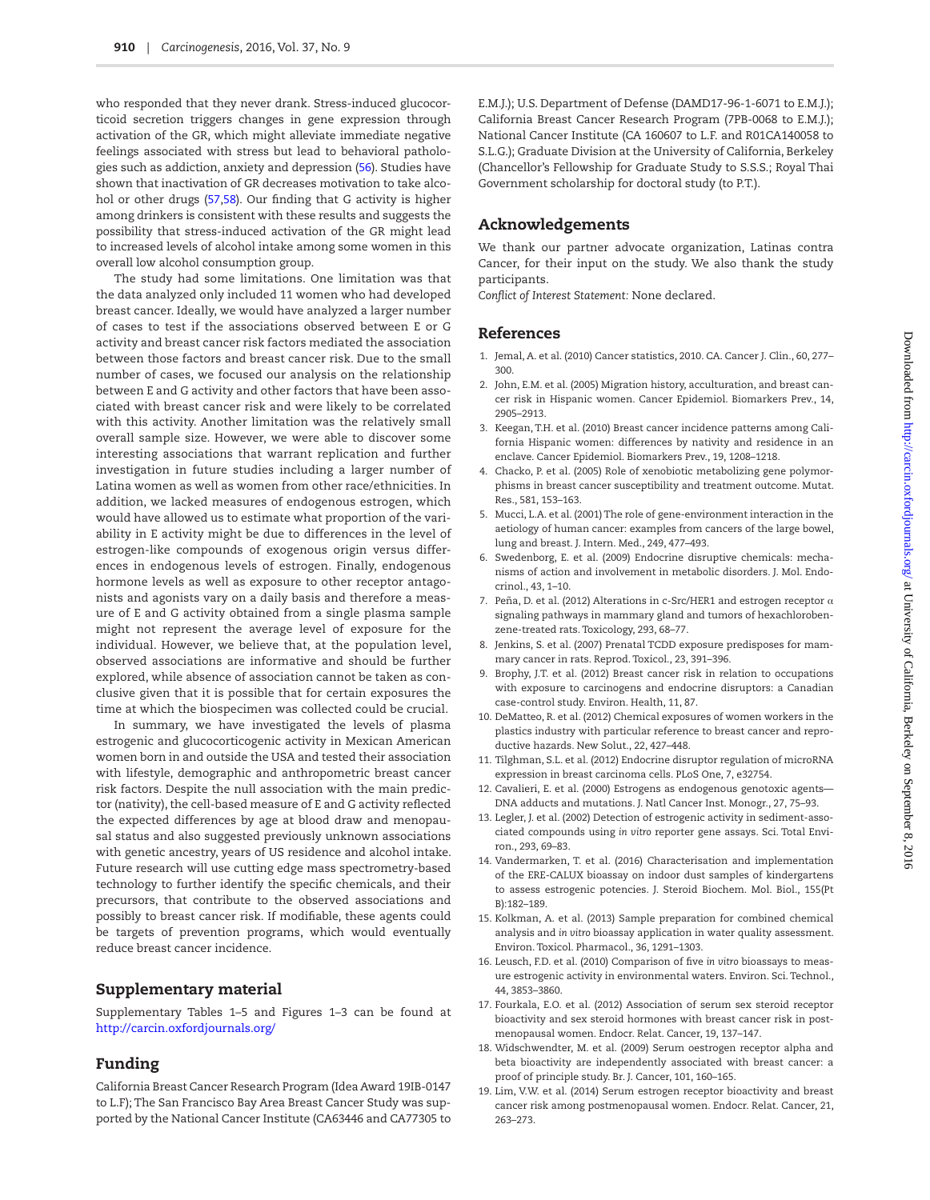who responded that they never drank. Stress-induced glucocorticoid secretion triggers changes in gene expression through activation of the GR, which might alleviate immediate negative feelings associated with stress but lead to behavioral pathologies such as addiction, anxiety and depression (56). Studies have shown that inactivation of GR decreases motivation to take alcohol or other drugs (57,58). Our finding that G activity is higher among drinkers is consistent with these results and suggests the possibility that stress-induced activation of the GR might lead to increased levels of alcohol intake among some women in this overall low alcohol consumption group.

The study had some limitations. One limitation was that the data analyzed only included 11 women who had developed breast cancer. Ideally, we would have analyzed a larger number of cases to test if the associations observed between E or G activity and breast cancer risk factors mediated the association between those factors and breast cancer risk. Due to the small number of cases, we focused our analysis on the relationship between E and G activity and other factors that have been associated with breast cancer risk and were likely to be correlated with this activity. Another limitation was the relatively small overall sample size. However, we were able to discover some interesting associations that warrant replication and further investigation in future studies including a larger number of Latina women as well as women from other race/ethnicities. In addition, we lacked measures of endogenous estrogen, which would have allowed us to estimate what proportion of the variability in E activity might be due to differences in the level of estrogen-like compounds of exogenous origin versus differences in endogenous levels of estrogen. Finally, endogenous hormone levels as well as exposure to other receptor antagonists and agonists vary on a daily basis and therefore a measure of E and G activity obtained from a single plasma sample might not represent the average level of exposure for the individual. However, we believe that, at the population level, observed associations are informative and should be further explored, while absence of association cannot be taken as conclusive given that it is possible that for certain exposures the time at which the biospecimen was collected could be crucial.

In summary, we have investigated the levels of plasma estrogenic and glucocorticogenic activity in Mexican American women born in and outside the USA and tested their association with lifestyle, demographic and anthropometric breast cancer risk factors. Despite the null association with the main predictor (nativity), the cell-based measure of E and G activity reflected the expected differences by age at blood draw and menopausal status and also suggested previously unknown associations with genetic ancestry, years of US residence and alcohol intake. Future research will use cutting edge mass spectrometry-based technology to further identify the specific chemicals, and their precursors, that contribute to the observed associations and possibly to breast cancer risk. If modifiable, these agents could be targets of prevention programs, which would eventually reduce breast cancer incidence.

## Supplementary material

Supplementary Tables 1–5 and Figures 1–3 can be found at http://carcin.oxfordjournals.org/

## Funding

California Breast Cancer Research Program (Idea Award 19IB-0147 to L.F); The San Francisco Bay Area Breast Cancer Study was supported by the National Cancer Institute (CA63446 and CA77305 to E.M.J.); U.S. Department of Defense (DAMD17-96-1-6071 to E.M.J.); California Breast Cancer Research Program (7PB-0068 to E.M.J.); National Cancer Institute (CA 160607 to L.F. and R01CA140058 to S.L.G.); Graduate Division at the University of California, Berkeley (Chancellor's Fellowship for Graduate Study to S.S.S.; Royal Thai Government scholarship for doctoral study (to P.T.).

## Acknowledgements

We thank our partner advocate organization, Latinas contra Cancer, for their input on the study. We also thank the study participants.

*Conflict of Interest Statement:* None declared.

## References

1. Jemal, A. et al. (2010) Cancer statistics, 2010. CA. Cancer J. Clin., 60, 277–300.
2. John, E.M. et al. (2005) Migration history, acculturation, and breast cancer risk in Hispanic women. Cancer Epidemiol. Biomarkers Prev., 14, 2905–2913.
3. Keegan, T.H. et al. (2010) Breast cancer incidence patterns among California Hispanic women: differences by nativity and residence in an enclave. Cancer Epidemiol. Biomarkers Prev., 19, 1208–1218.
4. Chacko, P. et al. (2005) Role of xenobiotic metabolizing gene polymorphisms in breast cancer susceptibility and treatment outcome. Mutat. Res., 581, 153–163.
5. Mucci, L.A. et al. (2001) The role of gene-environment interaction in the aetiology of human cancer: examples from cancers of the large bowel, lung and breast. J. Intern. Med., 249, 477–493.
6. Swedenborg, E. et al. (2009) Endocrine disruptive chemicals: mechanisms of action and involvement in metabolic disorders. J. Mol. Endocrinol., 43, 1–10.
7. Peña, D. et al. (2012) Alterations in c-Src/HER1 and estrogen receptor α signaling pathways in mammary gland and tumors of hexachlorobenzene-treated rats. Toxicology, 293, 68–77.
8. Jenkins, S. et al. (2007) Prenatal TCDD exposure predisposes for mammary cancer in rats. Reprod. Toxicol., 23, 391–396.
9. Brophy, J.T. et al. (2012) Breast cancer risk in relation to occupations with exposure to carcinogens and endocrine disruptors: a Canadian case-control study. Environ. Health, 11, 87.
10. DeMatteo, R. et al. (2012) Chemical exposures of women workers in the plastics industry with particular reference to breast cancer and reproductive hazards. New Solut., 22, 427–448.
11. Tilghman, S.L. et al. (2012) Endocrine disruptor regulation of microRNA expression in breast carcinoma cells. PLoS One, 7, e32754.
12. Cavalieri, E. et al. (2000) Estrogens as endogenous genotoxic agents—DNA adducts and mutations. J. Natl Cancer Inst. Monogr., 27, 75–93.
13. Legler, J. et al. (2002) Detection of estrogenic activity in sediment-associated compounds using *in vitro* reporter gene assays. Sci. Total Environ., 293, 69–83.
14. Vandermarken, T. et al. (2016) Characterisation and implementation of the ERE-CALUX bioassay on indoor dust samples of kindergartens to assess estrogenic potencies. J. Steroid Biochem. Mol. Biol., 155(Pt B):182–189.
15. Kolkman, A. et al. (2013) Sample preparation for combined chemical analysis and *in vitro* bioassay application in water quality assessment. Environ. Toxicol. Pharmacol., 36, 1291–1303.
16. Leusch, F.D. et al. (2010) Comparison of five *in vitro* bioassays to measure estrogenic activity in environmental waters. Environ. Sci. Technol., 44, 3853–3860.
17. Fourkala, E.O. et al. (2012) Association of serum sex steroid receptor bioactivity and sex steroid hormones with breast cancer risk in postmenopausal women. Endocr. Relat. Cancer, 19, 137–147.
18. Widschwendter, M. et al. (2009) Serum oestrogen receptor alpha and beta bioactivity are independently associated with breast cancer: a proof of principle study. Br. J. Cancer, 101, 160–165.
19. Lim, V.W. et al. (2014) Serum estrogen receptor bioactivity and breast cancer risk among postmenopausal women. Endocr. Relat. Cancer, 21, 263–273.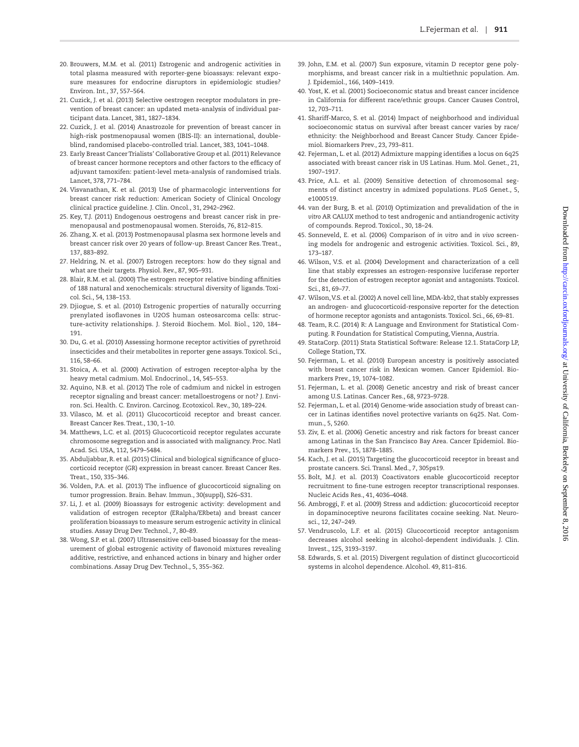20. Brouwers, M.M. et al. (2011) Estrogenic and androgenic activities in total plasma measured with reporter-gene bioassays: relevant exposure measures for endocrine disruptors in epidemiologic studies? Environ. Int., 37, 557–564.
21. Cuzick, J. et al. (2013) Selective oestrogen receptor modulators in prevention of breast cancer: an updated meta-analysis of individual participant data. Lancet, 381, 1827–1834.
22. Cuzick, J. et al. (2014) Anastrozole for prevention of breast cancer in high-risk postmenopausal women (IBIS-II): an international, double-blind, randomised placebo-controlled trial. Lancet, 383, 1041–1048.
23. Early Breast Cancer Trialists' Collaborative Group et al. (2011) Relevance of breast cancer hormone receptors and other factors to the efficacy of adjuvant tamoxifen: patient-level meta-analysis of randomised trials. Lancet, 378, 771–784.
24. Visvanathan, K. et al. (2013) Use of pharmacologic interventions for breast cancer risk reduction: American Society of Clinical Oncology clinical practice guideline. J. Clin. Oncol., 31, 2942–2962.
25. Key, T.J. (2011) Endogenous oestrogens and breast cancer risk in premenopausal and postmenopausal women. Steroids, 76, 812–815.
26. Zhang, X. et al. (2013) Postmenopausal plasma sex hormone levels and breast cancer risk over 20 years of follow-up. Breast Cancer Res. Treat., 137, 883–892.
27. Heldring, N. et al. (2007) Estrogen receptors: how do they signal and what are their targets. Physiol. Rev., 87, 905–931.
28. Blair, R.M. et al. (2000) The estrogen receptor relative binding affinities of 188 natural and xenochemicals: structural diversity of ligands. Toxicol. Sci., 54, 138–153.
29. Djiogue, S. et al. (2010) Estrogenic properties of naturally occurring prenylated isoflavones in U2OS human osteosarcoma cells: structure-activity relationships. J. Steroid Biochem. Mol. Biol., 120, 184–191.
30. Du, G. et al. (2010) Assessing hormone receptor activities of pyrethroid insecticides and their metabolites in reporter gene assays. Toxicol. Sci., 116, 58–66.
31. Stoica, A. et al. (2000) Activation of estrogen receptor-alpha by the heavy metal cadmium. Mol. Endocrinol., 14, 545–553.
32. Aquino, N.B. et al. (2012) The role of cadmium and nickel in estrogen receptor signaling and breast cancer: metalloestrogens or not? J. Environ. Sci. Health. C. Environ. Carcinog. Ecotoxicol. Rev., 30, 189–224.
33. Vilasco, M. et al. (2011) Glucocorticoid receptor and breast cancer. Breast Cancer Res. Treat., 130, 1–10.
34. Matthews, L.C. et al. (2015) Glucocorticoid receptor regulates accurate chromosome segregation and is associated with malignancy. Proc. Natl Acad. Sci. USA, 112, 5479–5484.
35. Abduljabbar, R. et al. (2015) Clinical and biological significance of glucocorticoid receptor (GR) expression in breast cancer. Breast Cancer Res. Treat., 150, 335–346.
36. Volden, P.A. et al. (2013) The influence of glucocorticoid signaling on tumor progression. Brain. Behav. Immun., 30(suppl), S26–S31.
37. Li, J. et al. (2009) Bioassays for estrogenic activity: development and validation of estrogen receptor (ERalpha/ERbeta) and breast cancer proliferation bioassays to measure serum estrogenic activity in clinical studies. Assay Drug Dev. Technol., 7, 80–89.
38. Wong, S.P. et al. (2007) Ultrasensitive cell-based bioassay for the measurement of global estrogenic activity of flavonoid mixtures revealing additive, restrictive, and enhanced actions in binary and higher order combinations. Assay Drug Dev. Technol., 5, 355–362.
39. John, E.M. et al. (2007) Sun exposure, vitamin D receptor gene polymorphisms, and breast cancer risk in a multiethnic population. Am. J. Epidemiol., 166, 1409–1419.
40. Yost, K. et al. (2001) Socioeconomic status and breast cancer incidence in California for different race/ethnic groups. Cancer Causes Control, 12, 703–711.
41. Shariff-Marco, S. et al. (2014) Impact of neighborhood and individual socioeconomic status on survival after breast cancer varies by race/ethnicity: the Neighborhood and Breast Cancer Study. Cancer Epidemiol. Biomarkers Prev., 23, 793–811.
42. Fejerman, L. et al. (2012) Admixture mapping identifies a locus on 6q25 associated with breast cancer risk in US Latinas. Hum. Mol. Genet., 21, 1907–1917.
43. Price, A.L. et al. (2009) Sensitive detection of chromosomal segments of distinct ancestry in admixed populations. PLoS Genet., 5, e1000519.
44. van der Burg, B. et al. (2010) Optimization and prevalidation of the *in vitro* AR CALUX method to test androgenic and antiandrogenic activity of compounds. Reprod. Toxicol., 30, 18–24.
45. Sonneveld, E. et al. (2006) Comparison of *in vitro* and *in vivo* screening models for androgenic and estrogenic activities. Toxicol. Sci., 89, 173–187.
46. Wilson, V.S. et al. (2004) Development and characterization of a cell line that stably expresses an estrogen-responsive luciferase reporter for the detection of estrogen receptor agonist and antagonists. Toxicol. Sci., 81, 69–77.
47. Wilson, V.S. et al. (2002) A novel cell line, MDA-kb2, that stably expresses an androgen- and glucocorticoid-responsive reporter for the detection of hormone receptor agonists and antagonists. Toxicol. Sci., 66, 69–81.
48. Team, R.C. (2014) R: A Language and Environment for Statistical Computing. R Foundation for Statistical Computing, Vienna, Austria.
49. StataCorp. (2011) Stata Statistical Software: Release 12.1. StataCorp LP, College Station, TX.
50. Fejerman, L. et al. (2010) European ancestry is positively associated with breast cancer risk in Mexican women. Cancer Epidemiol. Biomarkers Prev., 19, 1074–1082.
51. Fejerman, L. et al. (2008) Genetic ancestry and risk of breast cancer among U.S. Latinas. Cancer Res., 68, 9723–9728.
52. Fejerman, L. et al. (2014) Genome-wide association study of breast cancer in Latinas identifies novel protective variants on 6q25. Nat. Commun., 5, 5260.
53. Ziv, E. et al. (2006) Genetic ancestry and risk factors for breast cancer among Latinas in the San Francisco Bay Area. Cancer Epidemiol. Biomarkers Prev., 15, 1878–1885.
54. Kach, J. et al. (2015) Targeting the glucocorticoid receptor in breast and prostate cancers. Sci. Transl. Med., 7, 305ps19.
55. Bolt, M.J. et al. (2013) Coactivators enable glucocorticoid receptor recruitment to fine-tune estrogen receptor transcriptional responses. Nucleic Acids Res., 41, 4036–4048.
56. Ambroggi, F. et al. (2009) Stress and addiction: glucocorticoid receptor in dopaminoceptive neurons facilitates cocaine seeking. Nat. Neurosci., 12, 247–249.
57. Vendruscolo, L.F. et al. (2015) Glucocorticoid receptor antagonism decreases alcohol seeking in alcohol-dependent individuals. J. Clin. Invest., 125, 3193–3197.
58. Edwards, S. et al. (2015) Divergent regulation of distinct glucocorticoid systems in alcohol dependence. Alcohol. 49, 811–816.